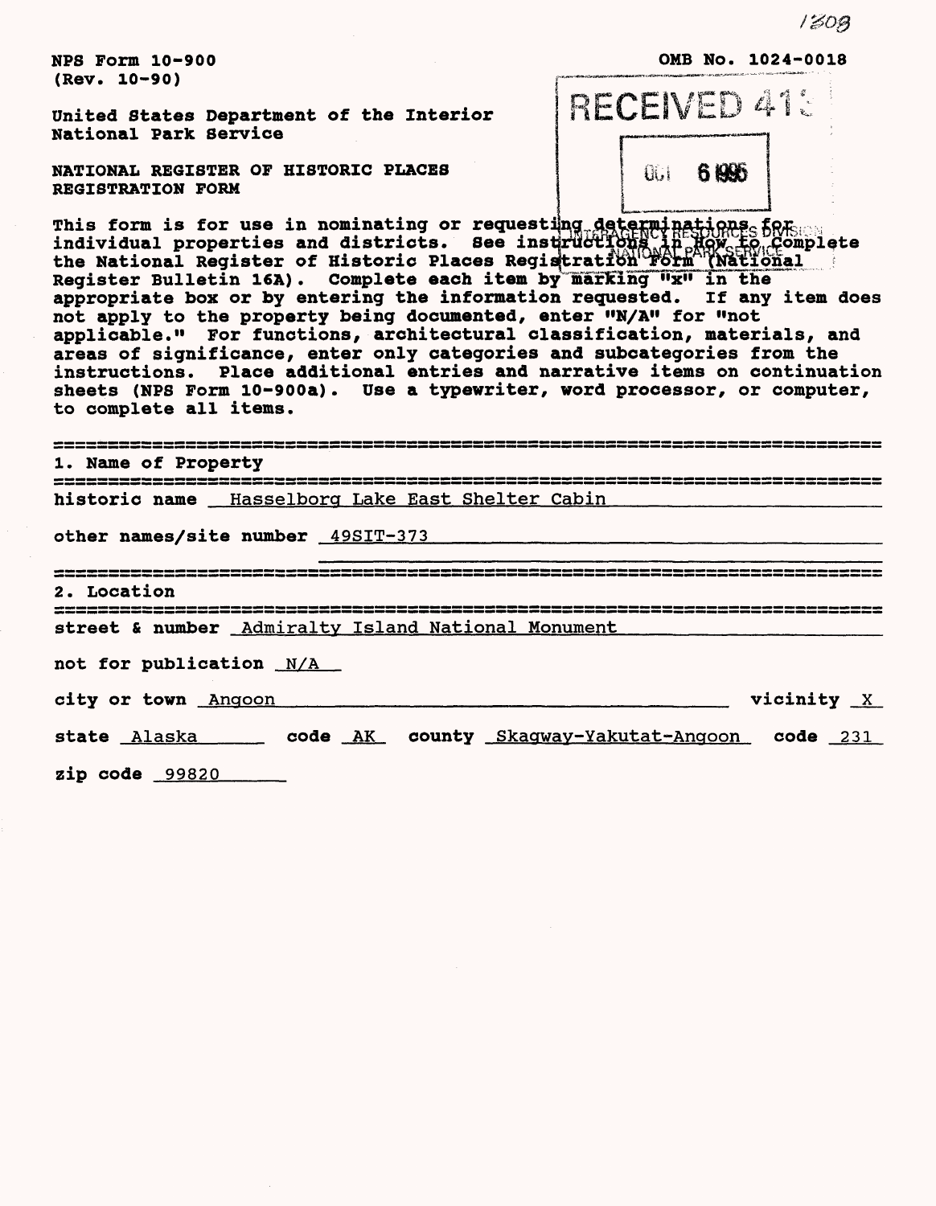1308

NPS Form 10-900
(Rev. 10-90)

OMB No. 1024-0018

United States Department of the Interior
National Park Service

RECEIVED 413

OCT 6 1995

INTERAGENCY RESOURCES DIVISION
NATIONAL PARK SERVICE

NATIONAL REGISTER OF HISTORIC PLACES
REGISTRATION FORM

This form is for use in nominating or requesting determinations for individual properties and districts. See instructions in How to Complete the National Register of Historic Places Registration Form (National Register Bulletin 16A). Complete each item by marking "x" in the appropriate box or by entering the information requested. If any item does not apply to the property being documented, enter "N/A" for "not applicable." For functions, architectural classification, materials, and areas of significance, enter only categories and subcategories from the instructions. Place additional entries and narrative items on continuation sheets (NPS Form 10-900a). Use a typewriter, word processor, or computer, to complete all items.

## 1. Name of Property

historic name Hasselborg Lake East Shelter Cabin

other names/site number 49SIT-373

## 2. Location

street & number Admiralty Island National Monument

not for publication N/A

city or town Angoon vicinity X

state Alaska code AK county Skagway-Yakutat-Angoon code 231

zip code 99820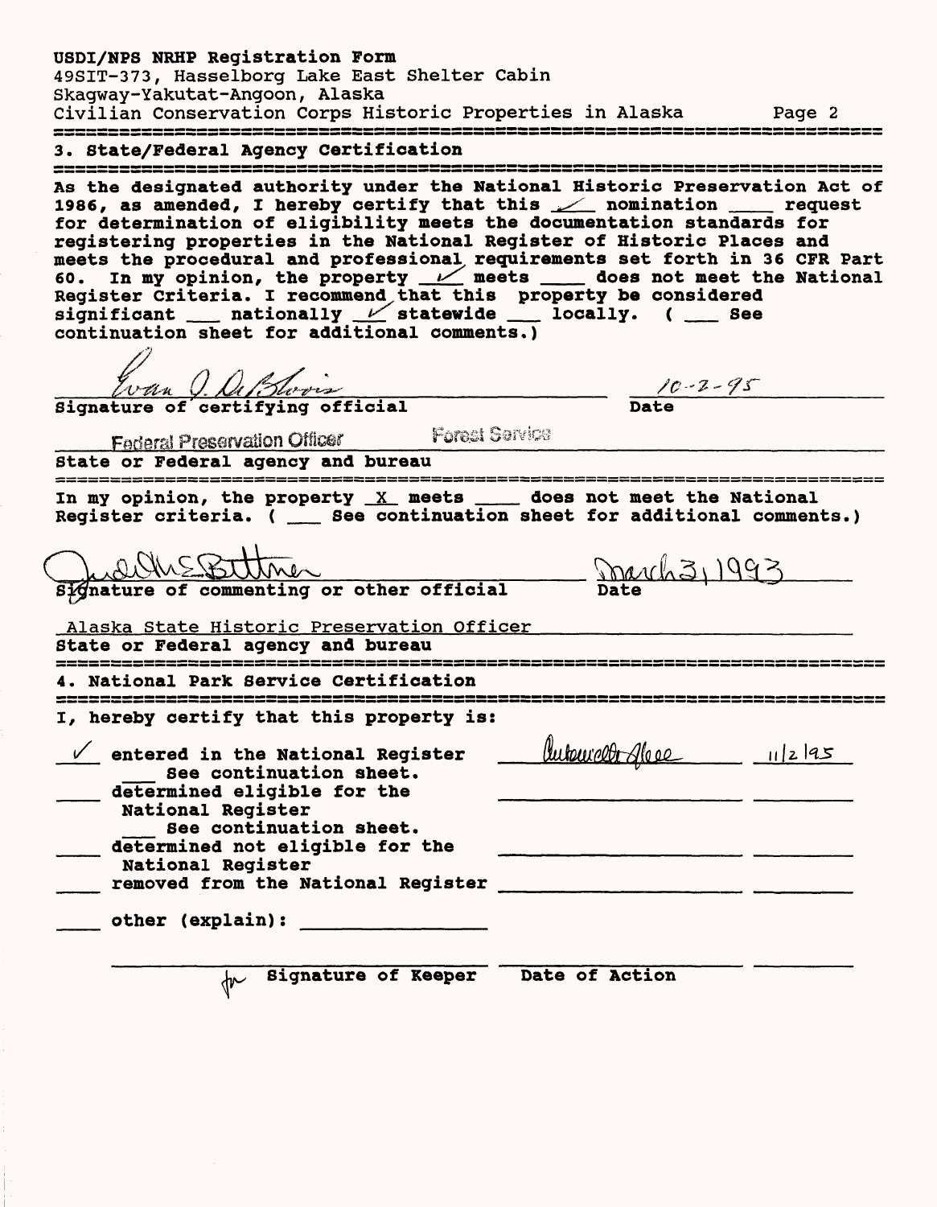USDI/NPS NRHP Registration Form
49SIT-373, Hasselborg Lake East Shelter Cabin
Skagway-Yakutat-Angoon, Alaska
Civilian Conservation Corps Historic Properties in Alaska

## 3. State/Federal Agency Certification

As the designated authority under the National Historic Preservation Act of 1986, as amended, I hereby certify that this ✓ nomination ___ request for determination of eligibility meets the documentation standards for registering properties in the National Register of Historic Places and meets the procedural and professional requirements set forth in 36 CFR Part 60. In my opinion, the property ✓ meets ___ does not meet the National Register Criteria. I recommend that this property be considered significant ___ nationally ✓ statewide ___ locally. ( ___ See continuation sheet for additional comments.)

Evan I. DeBloois — 10-2-95
Signature of certifying official — Date

Federal Preservation Officer — Forest Service
State or Federal agency and bureau

In my opinion, the property X meets ___ does not meet the National Register criteria. ( ___ See continuation sheet for additional comments.)

Judith E Bittner — March 31, 1993
Signature of commenting or other official — Date

Alaska State Historic Preservation Officer
State or Federal agency and bureau

## 4. National Park Service Certification

I, hereby certify that this property is:

✓ entered in the National Register — Antoinette Lee — 11/2/95
___ See continuation sheet.
___ determined eligible for the National Register
___ See continuation sheet.
___ determined not eligible for the National Register
___ removed from the National Register
___ other (explain): ___

for Signature of Keeper — Date of Action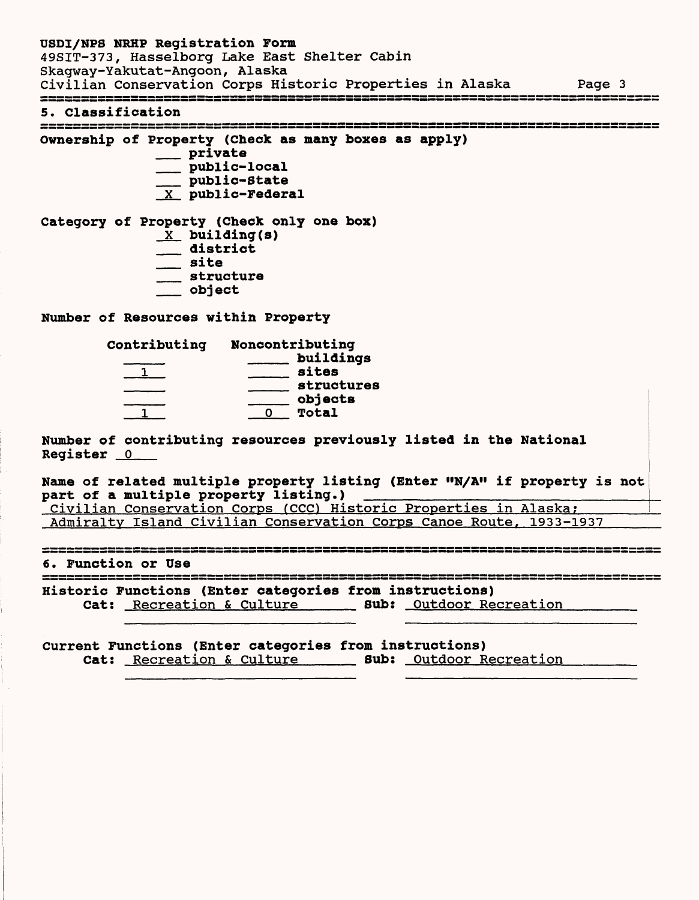## 5. Classification

**Ownership of Property (Check as many boxes as apply)**

- ___ private
- ___ public-local
- ___ public-State
- _X_ public-Federal

**Category of Property (Check only one box)**

- _X_ building(s)
- ___ district
- ___ site
- ___ structure
- ___ object

**Number of Resources within Property**

| Contributing | Noncontributing | |
|---|---|---|
| | | buildings |
| 1 | | sites |
| | | structures |
| | | objects |
| 1 | 0 | Total |

**Number of contributing resources previously listed in the National Register** 0

**Name of related multiple property listing (Enter "N/A" if property is not part of a multiple property listing.)**
Civilian Conservation Corps (CCC) Historic Properties in Alaska; Admiralty Island Civilian Conservation Corps Canoe Route, 1933-1937

## 6. Function or Use

**Historic Functions (Enter categories from instructions)**

**Cat:** Recreation & Culture **Sub:** Outdoor Recreation

**Current Functions (Enter categories from instructions)**

**Cat:** Recreation & Culture **Sub:** Outdoor Recreation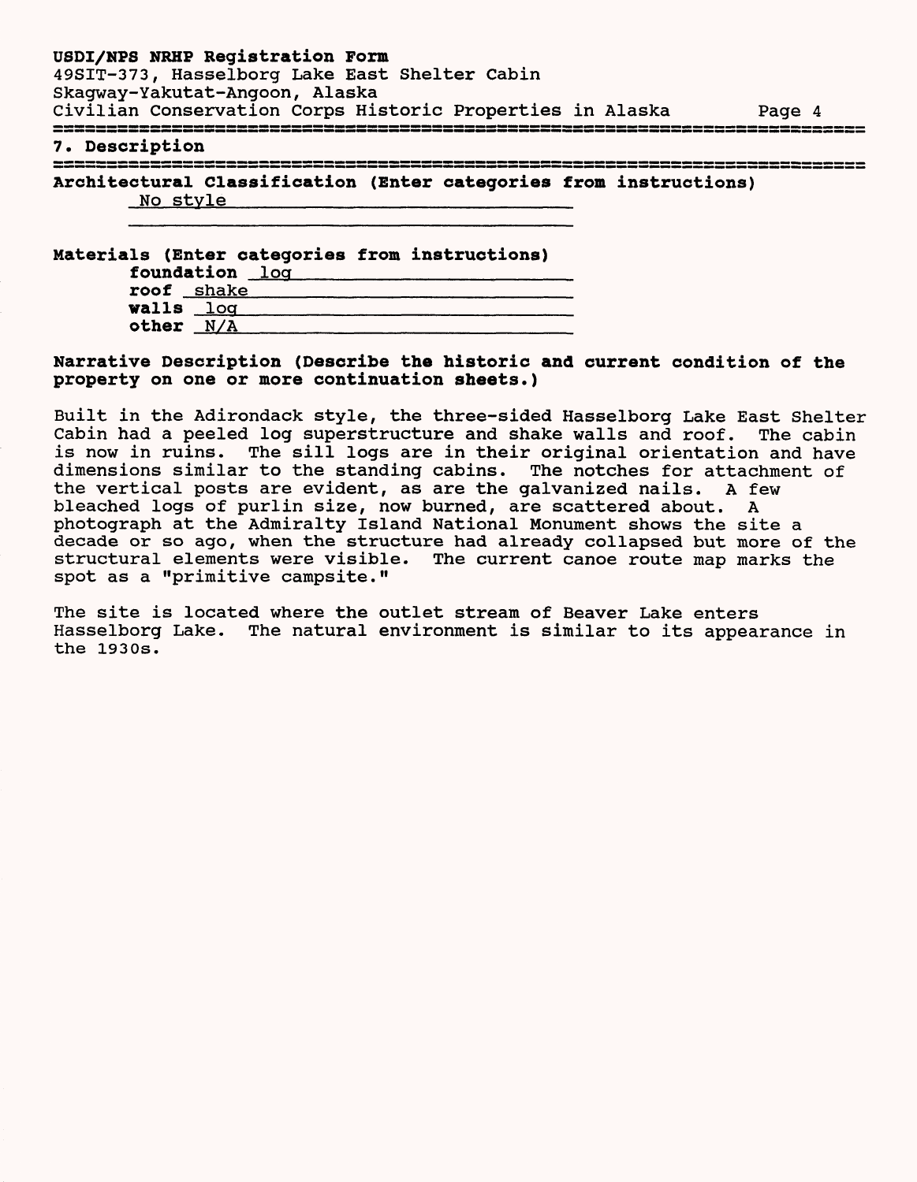## 7. Description

**Architectural Classification (Enter categories from instructions)**

No style

**Materials (Enter categories from instructions)**

**foundation** log
**roof** shake
**walls** log
**other** N/A

**Narrative Description (Describe the historic and current condition of the property on one or more continuation sheets.)**

Built in the Adirondack style, the three-sided Hasselborg Lake East Shelter Cabin had a peeled log superstructure and shake walls and roof. The cabin is now in ruins. The sill logs are in their original orientation and have dimensions similar to the standing cabins. The notches for attachment of the vertical posts are evident, as are the galvanized nails. A few bleached logs of purlin size, now burned, are scattered about. A photograph at the Admiralty Island National Monument shows the site a decade or so ago, when the structure had already collapsed but more of the structural elements were visible. The current canoe route map marks the spot as a "primitive campsite."

The site is located where the outlet stream of Beaver Lake enters Hasselborg Lake. The natural environment is similar to its appearance in the 1930s.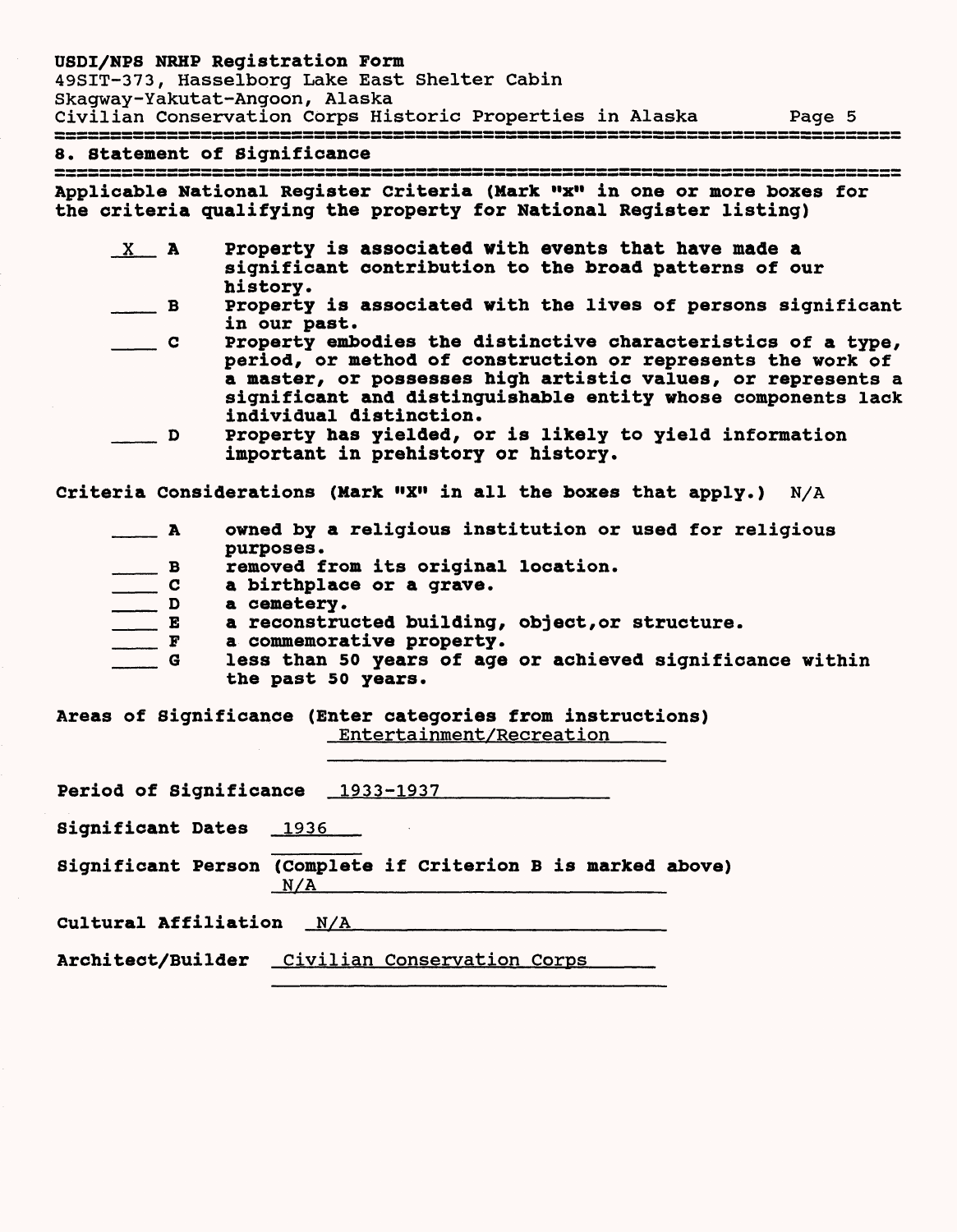## 8. Statement of Significance

**Applicable National Register Criteria (Mark "x" in one or more boxes for the criteria qualifying the property for National Register listing)**

- X **A** Property is associated with events that have made a significant contribution to the broad patterns of our history.
- ___ **B** Property is associated with the lives of persons significant in our past.
- ___ **C** Property embodies the distinctive characteristics of a type, period, or method of construction or represents the work of a master, or possesses high artistic values, or represents a significant and distinguishable entity whose components lack individual distinction.
- ___ **D** Property has yielded, or is likely to yield information important in prehistory or history.

**Criteria Considerations (Mark "X" in all the boxes that apply.)** N/A

- ___ **A** owned by a religious institution or used for religious purposes.
- ___ **B** removed from its original location.
- ___ **C** a birthplace or a grave.
- ___ **D** a cemetery.
- ___ **E** a reconstructed building, object, or structure.
- ___ **F** a commemorative property.
- ___ **G** less than 50 years of age or achieved significance within the past 50 years.

**Areas of Significance (Enter categories from instructions)** Entertainment/Recreation

**Period of Significance** 1933-1937

**Significant Dates** 1936

**Significant Person (Complete if Criterion B is marked above)** N/A

**Cultural Affiliation** N/A

**Architect/Builder** Civilian Conservation Corps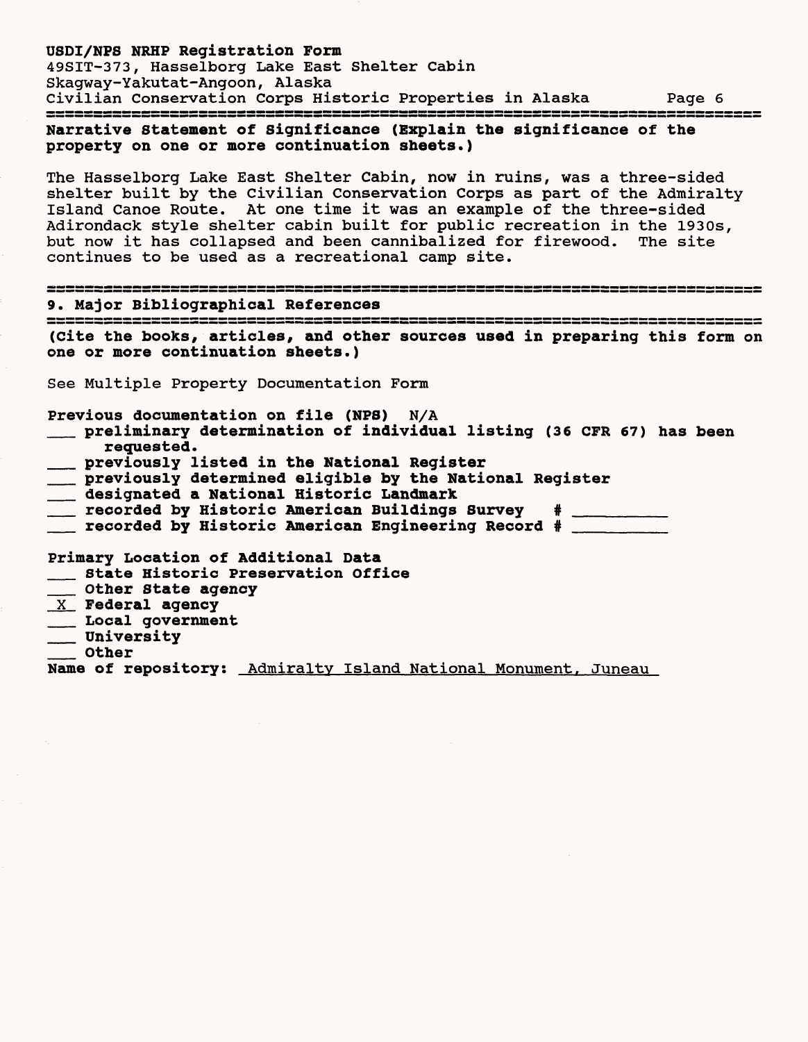**Narrative Statement of Significance (Explain the significance of the property on one or more continuation sheets.)**

The Hasselborg Lake East Shelter Cabin, now in ruins, was a three-sided shelter built by the Civilian Conservation Corps as part of the Admiralty Island Canoe Route. At one time it was an example of the three-sided Adirondack style shelter cabin built for public recreation in the 1930s, but now it has collapsed and been cannibalized for firewood. The site continues to be used as a recreational camp site.

## 9. Major Bibliographical References

**(Cite the books, articles, and other sources used in preparing this form on one or more continuation sheets.)**

See Multiple Property Documentation Form

**Previous documentation on file (NPS)** N/A

- ___ **preliminary determination of individual listing (36 CFR 67) has been requested.**
- ___ **previously listed in the National Register**
- ___ **previously determined eligible by the National Register**
- ___ **designated a National Historic Landmark**
- ___ **recorded by Historic American Buildings Survey # ________**
- ___ **recorded by Historic American Engineering Record # ________**

**Primary Location of Additional Data**

- ___ **State Historic Preservation Office**
- ___ **Other State agency**
- _X_ **Federal agency**
- ___ **Local government**
- ___ **University**
- ___ **Other**

**Name of repository:** Admiralty Island National Monument, Juneau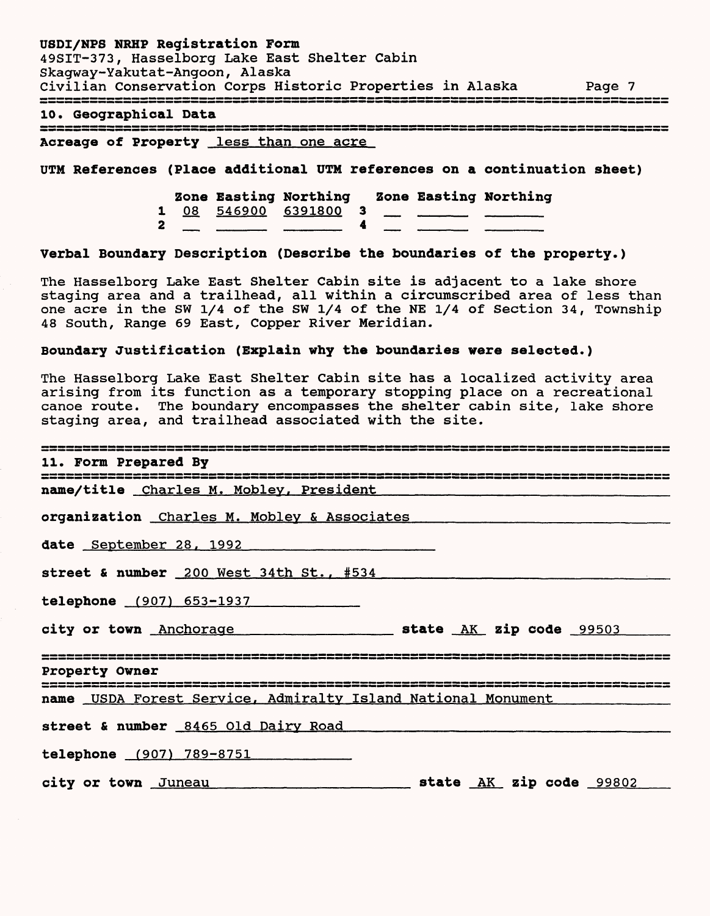## 10. Geographical Data

**Acreage of Property** less than one acre

**UTM References (Place additional UTM references on a continuation sheet)**

| | Zone | Easting | Northing | | Zone | Easting | Northing |
|---|---|---|---|---|---|---|---|
| 1 | 08 | 546900 | 6391800 | 3 | | | |
| 2 | | | | 4 | | | |

**Verbal Boundary Description (Describe the boundaries of the property.)**

The Hasselborg Lake East Shelter Cabin site is adjacent to a lake shore staging area and a trailhead, all within a circumscribed area of less than one acre in the SW 1/4 of the SW 1/4 of the NE 1/4 of Section 34, Township 48 South, Range 69 East, Copper River Meridian.

**Boundary Justification (Explain why the boundaries were selected.)**

The Hasselborg Lake East Shelter Cabin site has a localized activity area arising from its function as a temporary stopping place on a recreational canoe route. The boundary encompasses the shelter cabin site, lake shore staging area, and trailhead associated with the site.

## 11. Form Prepared By

**name/title** Charles M. Mobley, President

**organization** Charles M. Mobley & Associates

**date** September 28, 1992

**street & number** 200 West 34th St., #534

**telephone** (907) 653-1937

**city or town** Anchorage **state** AK **zip code** 99503

## Property Owner

**name** USDA Forest Service, Admiralty Island National Monument

**street & number** 8465 Old Dairy Road

**telephone** (907) 789-8751

**city or town** Juneau **state** AK **zip code** 99802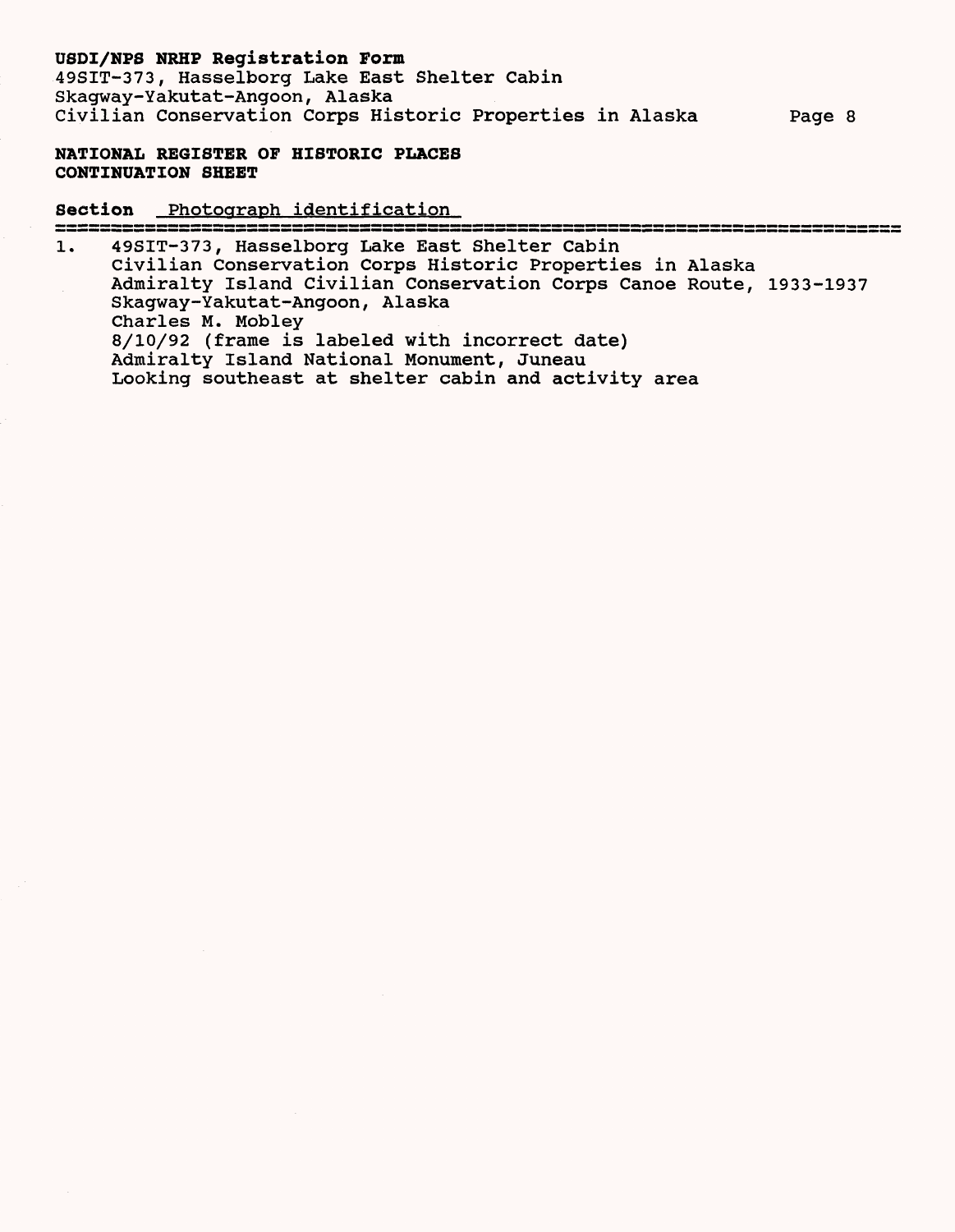**NATIONAL REGISTER OF HISTORIC PLACES CONTINUATION SHEET**

**Section** Photograph identification

1. 49SIT-373, Hasselborg Lake East Shelter Cabin
   Civilian Conservation Corps Historic Properties in Alaska
   Admiralty Island Civilian Conservation Corps Canoe Route, 1933-1937
   Skagway-Yakutat-Angoon, Alaska
   Charles M. Mobley
   8/10/92 (frame is labeled with incorrect date)
   Admiralty Island National Monument, Juneau
   Looking southeast at shelter cabin and activity area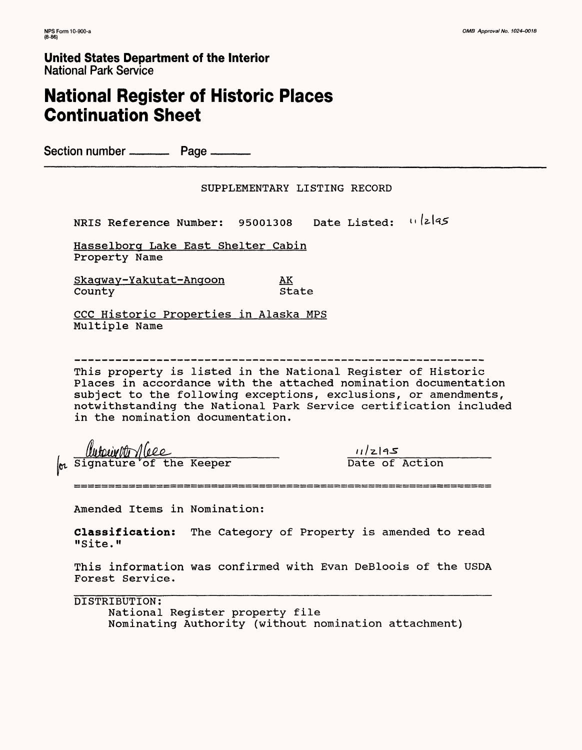NPS Form 10-900-a
(8-86)

OMB Approval No. 1024-0018

**United States Department of the Interior**
National Park Service

# National Register of Historic Places Continuation Sheet

Section number \_\_\_\_\_\_ Page \_\_\_\_\_\_

SUPPLEMENTARY LISTING RECORD

NRIS Reference Number: 95001308 Date Listed: 11/2/95

Hasselborg Lake East Shelter Cabin
Property Name

Skagway-Yakutat-Angoon AK
County State

CCC Historic Properties in Alaska MPS
Multiple Name

---

This property is listed in the National Register of Historic Places in accordance with the attached nomination documentation subject to the following exceptions, exclusions, or amendments, notwithstanding the National Park Service certification included in the nomination documentation.

for Signature of the Keeper — 11/2/95 Date of Action

---

Amended Items in Nomination:

**Classification:** The Category of Property is amended to read "Site."

This information was confirmed with Evan DeBloois of the USDA Forest Service.

---

DISTRIBUTION:
- National Register property file
- Nominating Authority (without nomination attachment)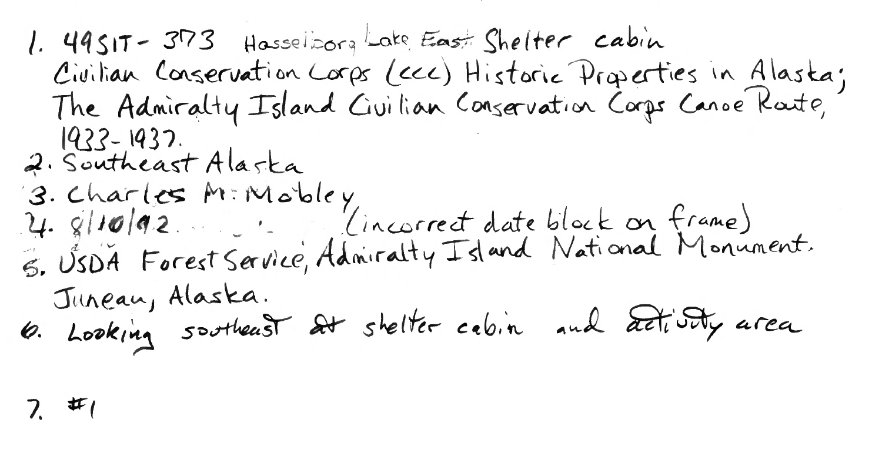1. 49SIT-373 Hasselborg Lake East Shelter cabin
   Civilian Conservation Corps (CCC) Historic Properties in Alaska; The Admiralty Island Civilian Conservation Corps Canoe Route, 1933-1937.
2. Southeast Alaska
3. Charles M. Mobley
4. 8/10/92 (incorrect date block on frame)
5. USDA Forest Service, Admiralty Island National Monument. Juneau, Alaska.
6. Looking southeast at shelter cabin and activity area
7. #1